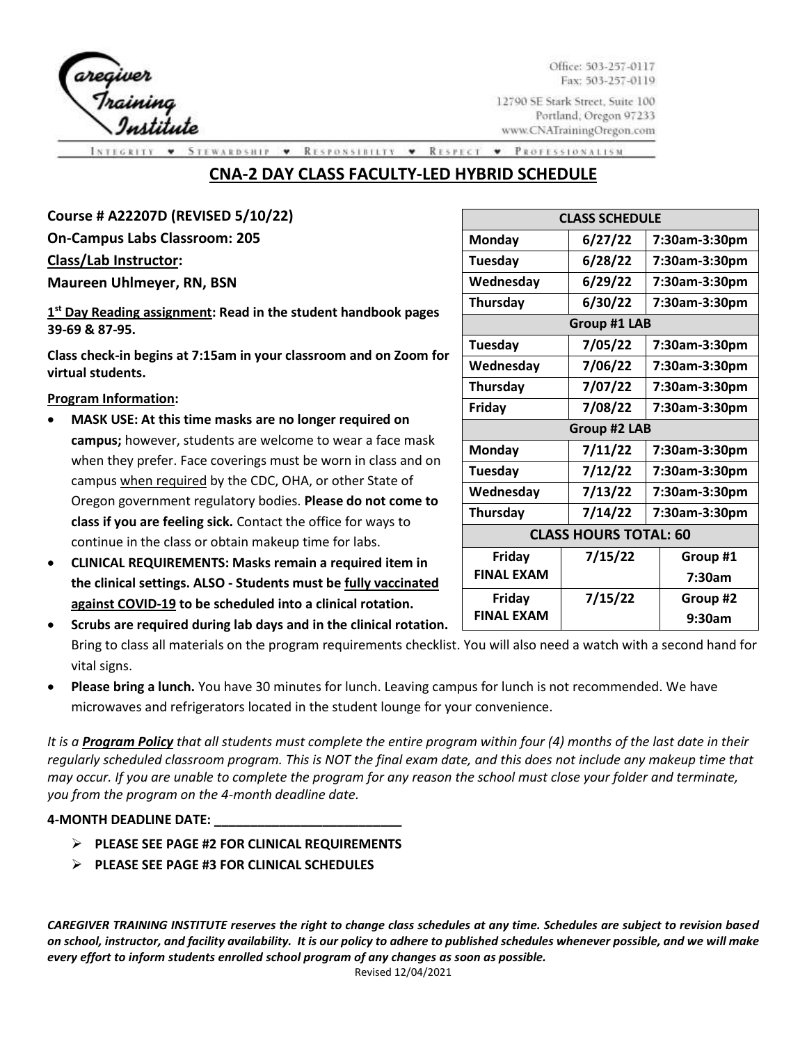Caregiver Training Institute

Office: 503-257-0117
Fax: 503-257-0119

12790 SE Stark Street, Suite 100
Portland, Oregon 97233
www.CNATrainingOregon.com

INTEGRITY • STEWARDSHIP • RESPONSIBILITY • RESPECT • PROFESSIONALISM

# CNA-2 DAY CLASS FACULTY-LED HYBRID SCHEDULE

**Course # A22207D (REVISED 5/10/22)**

**On-Campus Labs Classroom: 205**

**Class/Lab Instructor:**

**Maureen Uhlmeyer, RN, BSN**

**1st Day Reading assignment: Read in the student handbook pages 39-69 & 87-95.**

**Class check-in begins at 7:15am in your classroom and on Zoom for virtual students.**

| CLASS SCHEDULE | | |
|---|---|---|
| Monday | 6/27/22 | 7:30am-3:30pm |
| Tuesday | 6/28/22 | 7:30am-3:30pm |
| Wednesday | 6/29/22 | 7:30am-3:30pm |
| Thursday | 6/30/22 | 7:30am-3:30pm |
| **Group #1 LAB** | | |
| Tuesday | 7/05/22 | 7:30am-3:30pm |
| Wednesday | 7/06/22 | 7:30am-3:30pm |
| Thursday | 7/07/22 | 7:30am-3:30pm |
| Friday | 7/08/22 | 7:30am-3:30pm |
| **Group #2 LAB** | | |
| Monday | 7/11/22 | 7:30am-3:30pm |
| Tuesday | 7/12/22 | 7:30am-3:30pm |
| Wednesday | 7/13/22 | 7:30am-3:30pm |
| Thursday | 7/14/22 | 7:30am-3:30pm |
| **CLASS HOURS TOTAL: 60** | | |
| Friday FINAL EXAM | 7/15/22 | Group #1 7:30am |
| Friday FINAL EXAM | 7/15/22 | Group #2 9:30am |

**Program Information:**

- **MASK USE: At this time masks are no longer required on campus;** however, students are welcome to wear a face mask when they prefer. Face coverings must be worn in class and on campus when required by the CDC, OHA, or other State of Oregon government regulatory bodies. **Please do not come to class if you are feeling sick.** Contact the office for ways to continue in the class or obtain makeup time for labs.
- **CLINICAL REQUIREMENTS: Masks remain a required item in the clinical settings. ALSO - Students must be fully vaccinated against COVID-19 to be scheduled into a clinical rotation.**
- **Scrubs are required during lab days and in the clinical rotation.** Bring to class all materials on the program requirements checklist. You will also need a watch with a second hand for vital signs.
- **Please bring a lunch.** You have 30 minutes for lunch. Leaving campus for lunch is not recommended. We have microwaves and refrigerators located in the student lounge for your convenience.

*It is a **Program Policy** that all students must complete the entire program within four (4) months of the last date in their regularly scheduled classroom program. This is NOT the final exam date, and this does not include any makeup time that may occur. If you are unable to complete the program for any reason the school must close your folder and terminate, you from the program on the 4-month deadline date.*

**4-MONTH DEADLINE DATE: ___________________________**

- **PLEASE SEE PAGE #2 FOR CLINICAL REQUIREMENTS**
- **PLEASE SEE PAGE #3 FOR CLINICAL SCHEDULES**

***CAREGIVER TRAINING INSTITUTE reserves the right to change class schedules at any time. Schedules are subject to revision based on school, instructor, and facility availability. It is our policy to adhere to published schedules whenever possible, and we will make every effort to inform students enrolled school program of any changes as soon as possible.***

Revised 12/04/2021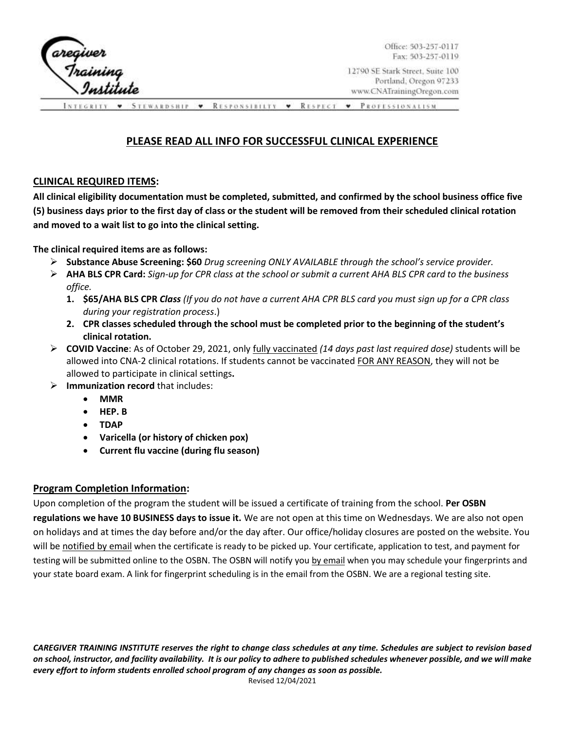Caregiver Training Institute

Office: 503-257-0117
Fax: 503-257-0119

12790 SE Stark Street, Suite 100
Portland, Oregon 97233
www.CNATrainingOregon.com

INTEGRITY ♥ STEWARDSHIP ♥ RESPONSIBILITY ♥ RESPECT ♥ PROFESSIONALISM

## PLEASE READ ALL INFO FOR SUCCESSFUL CLINICAL EXPERIENCE

### CLINICAL REQUIRED ITEMS:

**All clinical eligibility documentation must be completed, submitted, and confirmed by the school business office five (5) business days prior to the first day of class or the student will be removed from their scheduled clinical rotation and moved to a wait list to go into the clinical setting.**

**The clinical required items are as follows:**

- **Substance Abuse Screening: $60** *Drug screening ONLY AVAILABLE through the school's service provider.*
- **AHA BLS CPR Card:** *Sign-up for CPR class at the school or submit a current AHA BLS CPR card to the business office.*
  1. **$65/AHA BLS CPR** ***Class*** *(If you do not have a current AHA CPR BLS card you must sign up for a CPR class during your registration process*.)
  2. **CPR classes scheduled through the school must be completed prior to the beginning of the student's clinical rotation.**
- **COVID Vaccine**: As of October 29, 2021, only fully vaccinated *(14 days past last required dose)* students will be allowed into CNA-2 clinical rotations. If students cannot be vaccinated FOR ANY REASON, they will not be allowed to participate in clinical settings**.**
- **Immunization record** that includes:
  - **MMR**
  - **HEP. B**
  - **TDAP**
  - **Varicella (or history of chicken pox)**
  - **Current flu vaccine (during flu season)**

### Program Completion Information:

Upon completion of the program the student will be issued a certificate of training from the school. **Per OSBN regulations we have 10 BUSINESS days to issue it.** We are not open at this time on Wednesdays. We are also not open on holidays and at times the day before and/or the day after. Our office/holiday closures are posted on the website. You will be notified by email when the certificate is ready to be picked up. Your certificate, application to test, and payment for testing will be submitted online to the OSBN. The OSBN will notify you by email when you may schedule your fingerprints and your state board exam. A link for fingerprint scheduling is in the email from the OSBN. We are a regional testing site.

***CAREGIVER TRAINING INSTITUTE reserves the right to change class schedules at any time. Schedules are subject to revision based on school, instructor, and facility availability. It is our policy to adhere to published schedules whenever possible, and we will make every effort to inform students enrolled school program of any changes as soon as possible.***

Revised 12/04/2021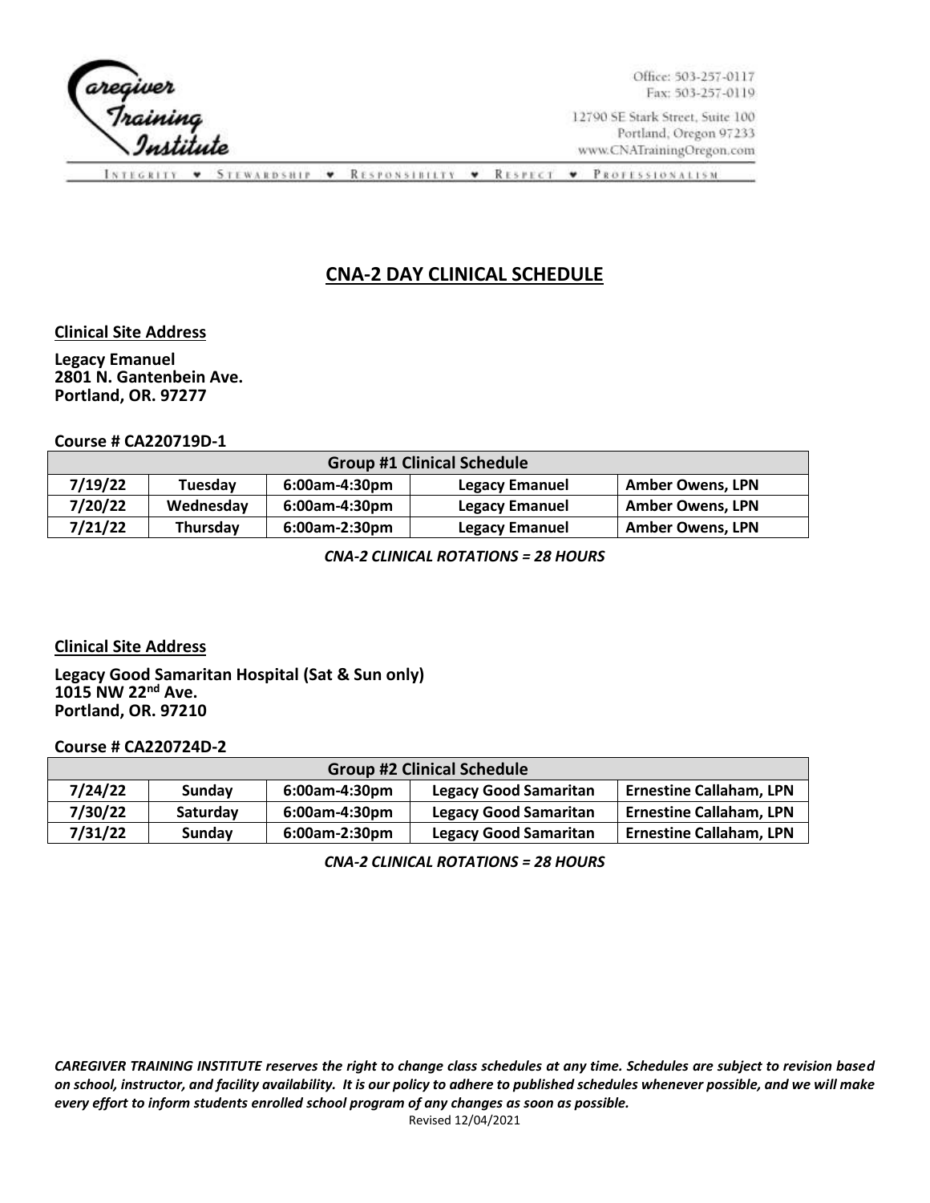Office: 503-257-0117
Fax: 503-257-0119

12790 SE Stark Street, Suite 100
Portland, Oregon 97233
www.CNATrainingOregon.com

INTEGRITY ♥ STEWARDSHIP ♥ RESPONSIBILITY ♥ RESPECT ♥ PROFESSIONALISM

# CNA-2 DAY CLINICAL SCHEDULE

**Clinical Site Address**

**Legacy Emanuel**
**2801 N. Gantenbein Ave.**
**Portland, OR. 97277**

**Course # CA220719D-1**

| Group #1 Clinical Schedule | | | | |
|---|---|---|---|---|
| 7/19/22 | Tuesday | 6:00am-4:30pm | Legacy Emanuel | Amber Owens, LPN |
| 7/20/22 | Wednesday | 6:00am-4:30pm | Legacy Emanuel | Amber Owens, LPN |
| 7/21/22 | Thursday | 6:00am-2:30pm | Legacy Emanuel | Amber Owens, LPN |

*CNA-2 CLINICAL ROTATIONS = 28 HOURS*

**Clinical Site Address**

**Legacy Good Samaritan Hospital (Sat & Sun only)**
**1015 NW 22nd Ave.**
**Portland, OR. 97210**

**Course # CA220724D-2**

| Group #2 Clinical Schedule | | | | |
|---|---|---|---|---|
| 7/24/22 | Sunday | 6:00am-4:30pm | Legacy Good Samaritan | Ernestine Callaham, LPN |
| 7/30/22 | Saturday | 6:00am-4:30pm | Legacy Good Samaritan | Ernestine Callaham, LPN |
| 7/31/22 | Sunday | 6:00am-2:30pm | Legacy Good Samaritan | Ernestine Callaham, LPN |

*CNA-2 CLINICAL ROTATIONS = 28 HOURS*

***CAREGIVER TRAINING INSTITUTE reserves the right to change class schedules at any time. Schedules are subject to revision based on school, instructor, and facility availability. It is our policy to adhere to published schedules whenever possible, and we will make every effort to inform students enrolled school program of any changes as soon as possible.***

Revised 12/04/2021